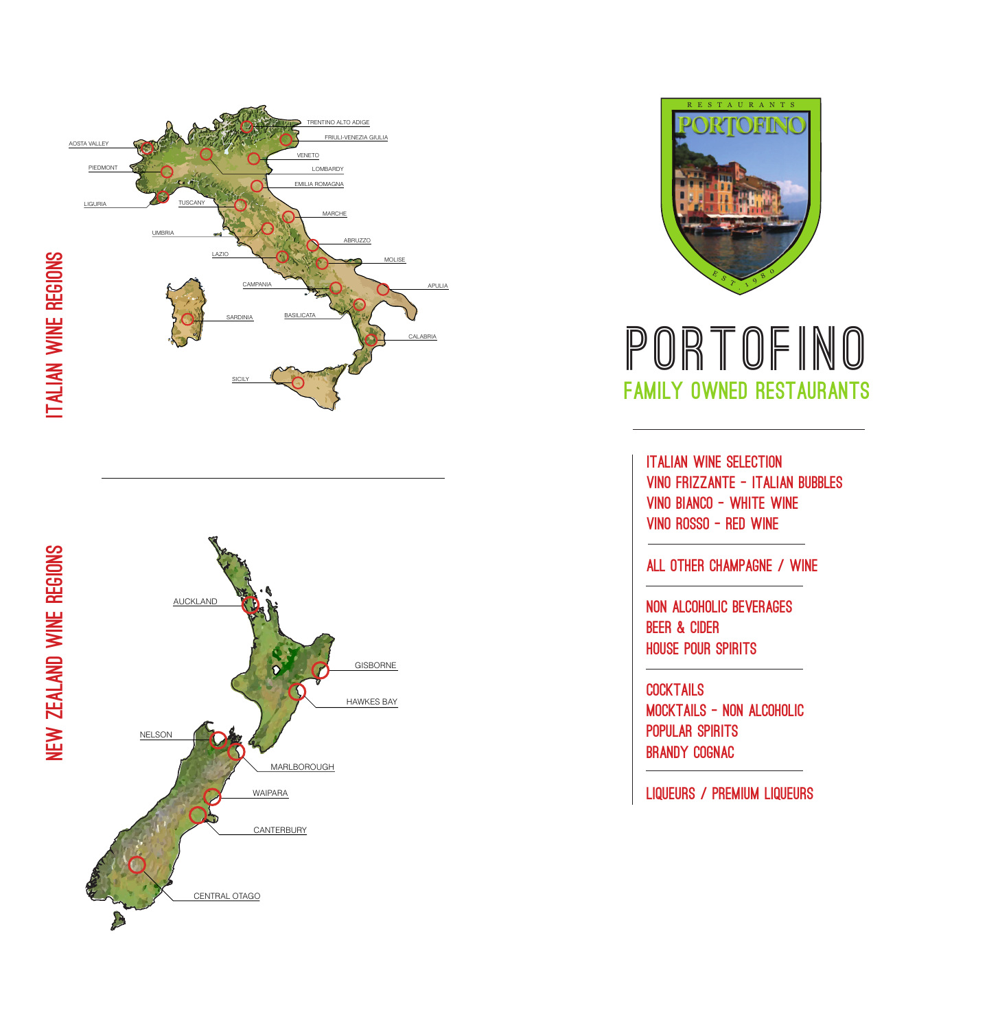## ITALIAN WINE REGIONS

TRENTINO ALTO ADIGE
FRIULI-VENEZIA GIULIA
AOSTA VALLEY
VENETO
PIEDMONT
LOMBARDY
EMILIA ROMAGNA
LIGURIA
TUSCANY
MARCHE
UMBRIA
ABRUZZO
LAZIO
MOLISE
CAMPANIA
APULIA
SARDINIA
BASILICATA
CALABRIA
SICILY

## NEW ZEALAND WINE REGIONS

AUCKLAND
GISBORNE
HAWKES BAY
NELSON
MARLBOROUGH
WAIPARA
CANTERBURY
CENTRAL OTAGO

RESTAURANTS
PORTOFINO
EST. 1980

# PORTOFINO

## FAMILY OWNED RESTAURANTS

ITALIAN WINE SELECTION
VINO FRIZZANTE - ITALIAN BUBBLES
VINO BIANCO - WHITE WINE
VINO ROSSO - RED WINE

ALL OTHER CHAMPAGNE / WINE

NON ALCOHOLIC BEVERAGES
BEER & CIDER
HOUSE POUR SPIRITS

COCKTAILS
MOCKTAILS - NON ALCOHOLIC
POPULAR SPIRITS
BRANDY COGNAC

LIQUEURS / PREMIUM LIQUEURS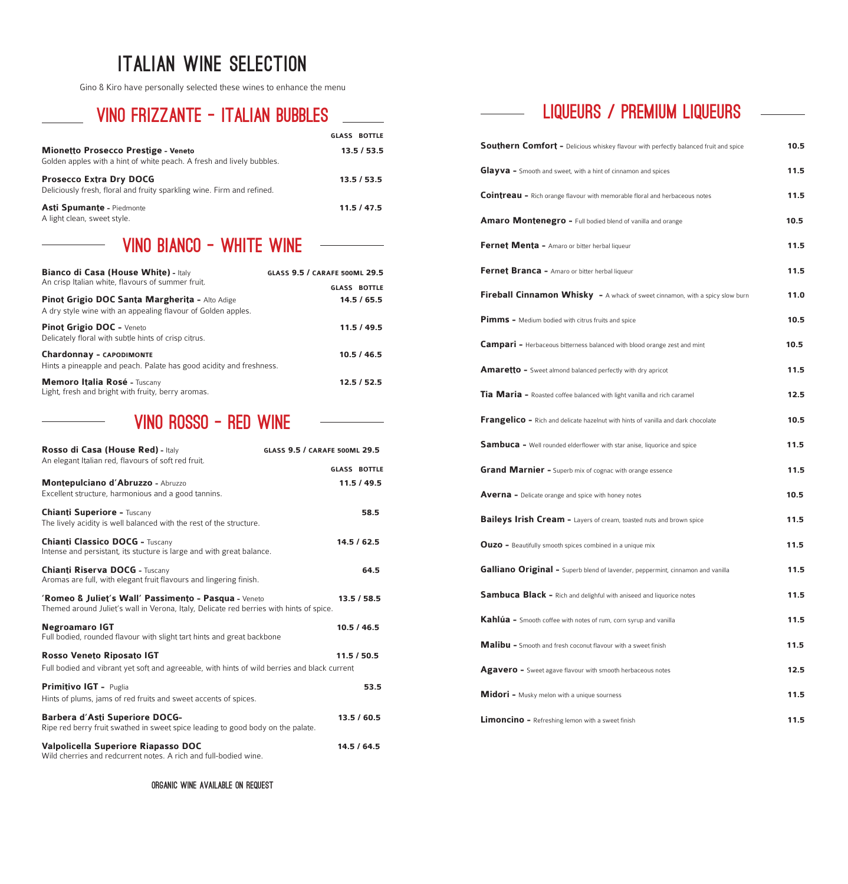# ITALIAN WINE SELECTION

Gino & Kiro have personally selected these wines to enhance the menu

## VINO FRIZZANTE - ITALIAN BUBBLES

| | GLASS BOTTLE |
|---|---|
| **Mionetto Prosecco Prestige - Veneto**<br>Golden apples with a hint of white peach. A fresh and lively bubbles. | 13.5 / 53.5 |
| **Prosecco Extra Dry DOCG**<br>Deliciously fresh, floral and fruity sparkling wine. Firm and refined. | 13.5 / 53.5 |
| **Asti Spumante** - Piedmonte<br>A light clean, sweet style. | 11.5 / 47.5 |

## VINO BIANCO - WHITE WINE

**Bianco di Casa (House White)** - Italy — GLASS 9.5 / CARAFE 500ML 29.5
An crisp Italian white, flavours of summer fruit.

| | GLASS BOTTLE |
|---|---|
| **Pinot Grigio DOC Santa Margherita -** Alto Adige<br>A dry style wine with an appealing flavour of Golden apples. | 14.5 / 65.5 |
| **Pinot Grigio DOC -** Veneto<br>Delicately floral with subtle hints of crisp citrus. | 11.5 / 49.5 |
| **Chardonnay - CAPODIMONTE**<br>Hints a pineapple and peach. Palate has good acidity and freshness. | 10.5 / 46.5 |
| **Memoro Italia Rosé** - Tuscany<br>Light, fresh and bright with fruity, berry aromas. | 12.5 / 52.5 |

## VINO ROSSO - RED WINE

**Rosso di Casa (House Red)** - Italy — GLASS 9.5 / CARAFE 500ML 29.5
An elegant Italian red, flavours of soft red fruit.

| | GLASS BOTTLE |
|---|---|
| **Montepulciano d'Abruzzo** - Abruzzo<br>Excellent structure, harmonious and a good tannins. | 11.5 / 49.5 |
| **Chianti Superiore -** Tuscany<br>The lively acidity is well balanced with the rest of the structure. | 58.5 |
| **Chianti Classico DOCG -** Tuscany<br>Intense and persistant, its stucture is large and with great balance. | 14.5 / 62.5 |
| **Chianti Riserva DOCG** - Tuscany<br>Aromas are full, with elegant fruit flavours and lingering finish. | 64.5 |
| **'Romeo & Juliet's Wall' Passimento - Pasqua** - Veneto<br>Themed around Juliet's wall in Verona, Italy, Delicate red berries with hints of spice. | 13.5 / 58.5 |
| **Negroamaro IGT**<br>Full bodied, rounded flavour with slight tart hints and great backbone | 10.5 / 46.5 |
| **Rosso Veneto Riposato IGT**<br>Full bodied and vibrant yet soft and agreeable, with hints of wild berries and black current | 11.5 / 50.5 |
| **Primitivo IGT -** Puglia<br>Hints of plums, jams of red fruits and sweet accents of spices. | 53.5 |
| **Barbera d'Asti Superiore DOCG-**<br>Ripe red berry fruit swathed in sweet spice leading to good body on the palate. | 13.5 / 60.5 |
| **Valpolicella Superiore Riapasso DOC**<br>Wild cherries and redcurrent notes. A rich and full-bodied wine. | 14.5 / 64.5 |

ORGANIC WINE AVAILABLE ON REQUEST

## LIQUEURS / PREMIUM LIQUEURS

| | |
|---|---|
| **Southern Comfort -** Delicious whiskey flavour with perfectly balanced fruit and spice | 10.5 |
| **Glayva -** Smooth and sweet, with a hint of cinnamon and spices | 11.5 |
| **Cointreau -** Rich orange flavour with memorable floral and herbaceous notes | 11.5 |
| **Amaro Montenegro -** Full bodied blend of vanilla and orange | 10.5 |
| **Fernet Menta -** Amaro or bitter herbal liqueur | 11.5 |
| **Fernet Branca -** Amaro or bitter herbal liqueur | 11.5 |
| **Fireball Cinnamon Whisky -** A whack of sweet cinnamon, with a spicy slow burn | 11.0 |
| **Pimms -** Medium bodied with citrus fruits and spice | 10.5 |
| **Campari -** Herbaceous bitterness balanced with blood orange zest and mint | 10.5 |
| **Amaretto -** Sweet almond balanced perfectly with dry apricot | 11.5 |
| **Tia Maria -** Roasted coffee balanced with light vanilla and rich caramel | 12.5 |
| **Frangelico -** Rich and delicate hazelnut with hints of vanilla and dark chocolate | 10.5 |
| **Sambuca -** Well rounded elderflower with star anise, liquorice and spice | 11.5 |
| **Grand Marnier -** Superb mix of cognac with orange essence | 11.5 |
| **Averna -** Delicate orange and spice with honey notes | 10.5 |
| **Baileys Irish Cream -** Layers of cream, toasted nuts and brown spice | 11.5 |
| **Ouzo -** Beautifully smooth spices combined in a unique mix | 11.5 |
| **Galliano Original -** Superb blend of lavender, peppermint, cinnamon and vanilla | 11.5 |
| **Sambuca Black -** Rich and delighful with aniseed and liquorice notes | 11.5 |
| **Kahlúa -** Smooth coffee with notes of rum, corn syrup and vanilla | 11.5 |
| **Malibu -** Smooth and fresh coconut flavour with a sweet finish | 11.5 |
| **Agavero -** Sweet agave flavour with smooth herbaceous notes | 12.5 |
| **Midori -** Musky melon with a unique sourness | 11.5 |
| **Limoncino -** Refreshing lemon with a sweet finish | 11.5 |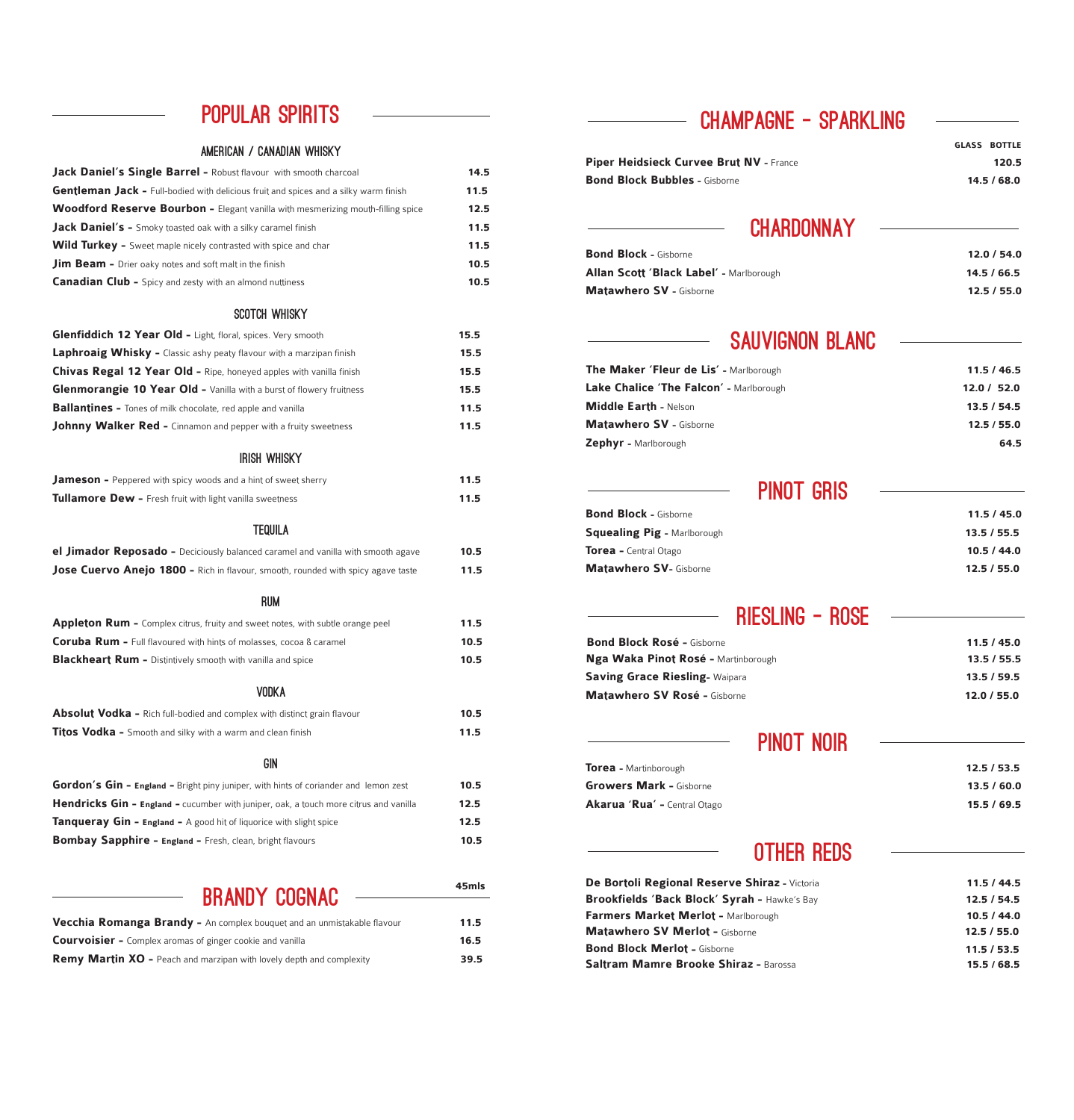## POPULAR SPIRITS

### AMERICAN / CANADIAN WHISKY

| Item | Price |
|---|---|
| **Jack Daniel's Single Barrel -** Robust flavour with smooth charcoal | 14.5 |
| **Gentleman Jack -** Full-bodied with delicious fruit and spices and a silky warm finish | 11.5 |
| **Woodford Reserve Bourbon -** Elegant vanilla with mesmerizing mouth-filling spice | 12.5 |
| **Jack Daniel's -** Smoky toasted oak with a silky caramel finish | 11.5 |
| **Wild Turkey -** Sweet maple nicely contrasted with spice and char | 11.5 |
| **Jim Beam -** Drier oaky notes and soft malt in the finish | 10.5 |
| **Canadian Club -** Spicy and zesty with an almond nuttiness | 10.5 |

### SCOTCH WHISKY

| Item | Price |
|---|---|
| **Glenfiddich 12 Year Old -** Light, floral, spices. Very smooth | 15.5 |
| **Laphroaig Whisky -** Classic ashy peaty flavour with a marzipan finish | 15.5 |
| **Chivas Regal 12 Year Old -** Ripe, honeyed apples with vanilla finish | 15.5 |
| **Glenmorangie 10 Year Old -** Vanilla with a burst of flowery fruitness | 15.5 |
| **Ballantines -** Tones of milk chocolate, red apple and vanilla | 11.5 |
| **Johnny Walker Red -** Cinnamon and pepper with a fruity sweetness | 11.5 |

### IRISH WHISKY

| Item | Price |
|---|---|
| **Jameson -** Peppered with spicy woods and a hint of sweet sherry | 11.5 |
| **Tullamore Dew -** Fresh fruit with light vanilla sweetness | 11.5 |

### TEQUILA

| Item | Price |
|---|---|
| **el Jimador Reposado -** Deciciously balanced caramel and vanilla with smooth agave | 10.5 |
| **Jose Cuervo Anejo 1800 -** Rich in flavour, smooth, rounded with spicy agave taste | 11.5 |

### RUM

| Item | Price |
|---|---|
| **Appleton Rum -** Complex citrus, fruity and sweet notes, with subtle orange peel | 11.5 |
| **Coruba Rum -** Full flavoured with hints of molasses, cocoa & caramel | 10.5 |
| **Blackheart Rum -** Distintively smooth with vanilla and spice | 10.5 |

### VODKA

| Item | Price |
|---|---|
| **Absolut Vodka -** Rich full-bodied and complex with distinct grain flavour | 10.5 |
| **Titos Vodka -** Smooth and silky with a warm and clean finish | 11.5 |

### GIN

| Item | Price |
|---|---|
| **Gordon's Gin - England -** Bright piny juniper, with hints of coriander and lemon zest | 10.5 |
| **Hendricks Gin - England -** cucumber with juniper, oak, a touch more citrus and vanilla | 12.5 |
| **Tanqueray Gin - England -** A good hit of liquorice with slight spice | 12.5 |
| **Bombay Sapphire - England -** Fresh, clean, bright flavours | 10.5 |

## BRANDY COGNAC

| Item | 45mls |
|---|---|
| **Vecchia Romanga Brandy -** An complex bouquet and an unmistakable flavour | 11.5 |
| **Courvoisier -** Complex aromas of ginger cookie and vanilla | 16.5 |
| **Remy Martin XO -** Peach and marzipan with lovely depth and complexity | 39.5 |

## CHAMPAGNE - SPARKLING

| Item | GLASS BOTTLE |
|---|---|
| **Piper Heidsieck Curvee Brut NV -** France | 120.5 |
| **Bond Block Bubbles -** Gisborne | 14.5 / 68.0 |

## CHARDONNAY

| Item | Price |
|---|---|
| **Bond Block -** Gisborne | 12.0 / 54.0 |
| **Allan Scott 'Black Label' -** Marlborough | 14.5 / 66.5 |
| **Matawhero SV -** Gisborne | 12.5 / 55.0 |

## SAUVIGNON BLANC

| Item | Price |
|---|---|
| **The Maker 'Fleur de Lis' -** Marlborough | 11.5 / 46.5 |
| **Lake Chalice 'The Falcon' -** Marlborough | 12.0 / 52.0 |
| **Middle Earth -** Nelson | 13.5 / 54.5 |
| **Matawhero SV -** Gisborne | 12.5 / 55.0 |
| **Zephyr -** Marlborough | 64.5 |

## PINOT GRIS

| Item | Price |
|---|---|
| **Bond Block -** Gisborne | 11.5 / 45.0 |
| **Squealing Pig -** Marlborough | 13.5 / 55.5 |
| **Torea -** Central Otago | 10.5 / 44.0 |
| **Matawhero SV-** Gisborne | 12.5 / 55.0 |

## RIESLING - ROSE

| Item | Price |
|---|---|
| **Bond Block Rosé -** Gisborne | 11.5 / 45.0 |
| **Nga Waka Pinot Rosé -** Martinborough | 13.5 / 55.5 |
| **Saving Grace Riesling-** Waipara | 13.5 / 59.5 |
| **Matawhero SV Rosé -** Gisborne | 12.0 / 55.0 |

## PINOT NOIR

| Item | Price |
|---|---|
| **Torea -** Martinborough | 12.5 / 53.5 |
| **Growers Mark -** Gisborne | 13.5 / 60.0 |
| **Akarua 'Rua' -** Central Otago | 15.5 / 69.5 |

## OTHER REDS

| Item | Price |
|---|---|
| **De Bortoli Regional Reserve Shiraz -** Victoria | 11.5 / 44.5 |
| **Brookfields 'Back Block' Syrah -** Hawke's Bay | 12.5 / 54.5 |
| **Farmers Market Merlot -** Marlborough | 10.5 / 44.0 |
| **Matawhero SV Merlot -** Gisborne | 12.5 / 55.0 |
| **Bond Block Merlot -** Gisborne | 11.5 / 53.5 |
| **Saltram Mamre Brooke Shiraz -** Barossa | 15.5 / 68.5 |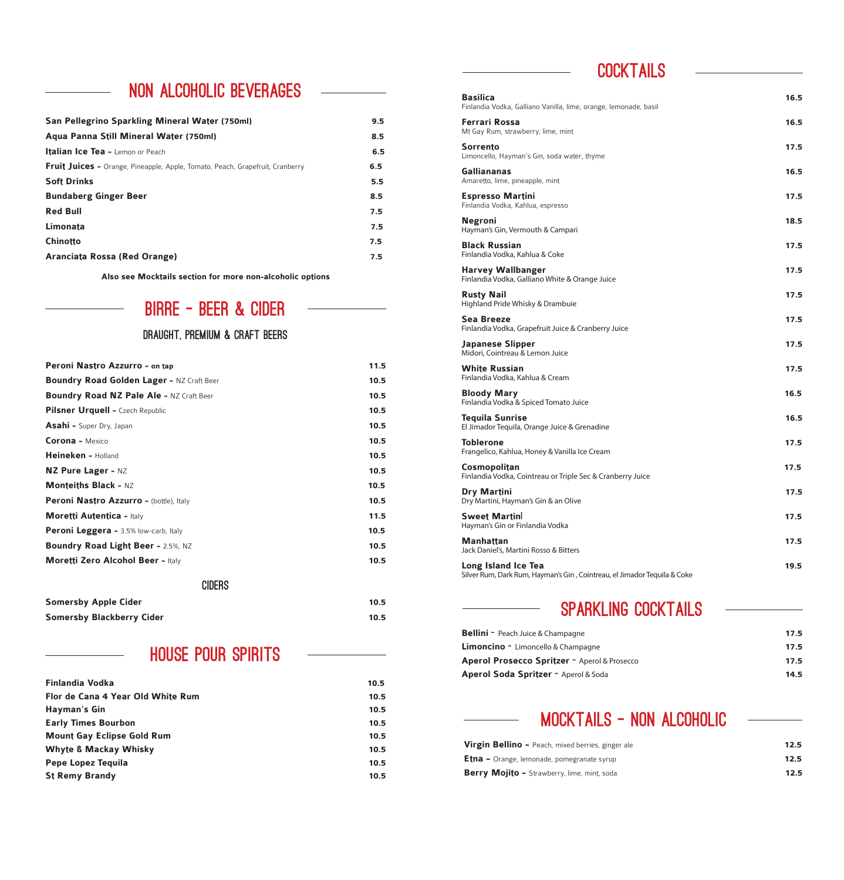## NON ALCOHOLIC BEVERAGES

| | |
|---|---|
| **San Pellegrino Sparkling Mineral Water (750ml)** | 9.5 |
| **Aqua Panna Still Mineral Water (750ml)** | 8.5 |
| **Italian Ice Tea -** Lemon or Peach | 6.5 |
| **Fruit Juices -** Orange, Pineapple, Apple, Tomato, Peach, Grapefruit, Cranberry | 6.5 |
| **Soft Drinks** | 5.5 |
| **Bundaberg Ginger Beer** | 8.5 |
| **Red Bull** | 7.5 |
| **Limonata** | 7.5 |
| **Chinotto** | 7.5 |
| **Aranciata Rossa (Red Orange)** | 7.5 |

**Also see Mocktails section for more non-alcoholic options**

## BIRRE - BEER & CIDER

### DRAUGHT, PREMIUM & CRAFT BEERS

| | |
|---|---|
| **Peroni Nastro Azzurro - on tap** | 11.5 |
| **Boundry Road Golden Lager -** NZ Craft Beer | 10.5 |
| **Boundry Road NZ Pale Ale -** NZ Craft Beer | 10.5 |
| **Pilsner Urquell -** Czech Republic | 10.5 |
| **Asahi -** Super Dry, Japan | 10.5 |
| **Corona -** Mexico | 10.5 |
| **Heineken -** Holland | 10.5 |
| **NZ Pure Lager -** NZ | 10.5 |
| **Monteiths Black -** NZ | 10.5 |
| **Peroni Nastro Azzurro -** (bottle), Italy | 10.5 |
| **Moretti Autentica -** Italy | 11.5 |
| **Peroni Leggera -** 3.5% low-carb, Italy | 10.5 |
| **Boundry Road Light Beer -** 2.5%, NZ | 10.5 |
| **Moretti Zero Alcohol Beer -** Italy | 10.5 |

### CIDERS

| | |
|---|---|
| **Somersby Apple Cider** | 10.5 |
| **Somersby Blackberry Cider** | 10.5 |

## HOUSE POUR SPIRITS

| | |
|---|---|
| **Finlandia Vodka** | 10.5 |
| **Flor de Cana 4 Year Old White Rum** | 10.5 |
| **Hayman's Gin** | 10.5 |
| **Early Times Bourbon** | 10.5 |
| **Mount Gay Eclipse Gold Rum** | 10.5 |
| **Whyte & Mackay Whisky** | 10.5 |
| **Pepe Lopez Tequila** | 10.5 |
| **St Remy Brandy** | 10.5 |

## COCKTAILS

| | |
|---|---|
| **Basilica**<br>Finlandia Vodka, Galliano Vanilla, lime, orange, lemonade, basil | 16.5 |
| **Ferrari Rossa**<br>Mt Gay Rum, strawberry, lime, mint | 16.5 |
| **Sorrento**<br>Limoncello, Hayman's Gin, soda water, thyme | 17.5 |
| **Galliananas**<br>Amaretto, lime, pineapple, mint | 16.5 |
| **Espresso Martini**<br>Finlandia Vodka, Kahlua, espresso | 17.5 |
| **Negroni**<br>Hayman's Gin, Vermouth & Campari | 18.5 |
| **Black Russian**<br>Finlandia Vodka, Kahlua & Coke | 17.5 |
| **Harvey Wallbanger**<br>Finlandia Vodka, Galliano White & Orange Juice | 17.5 |
| **Rusty Nail**<br>Highland Pride Whisky & Drambuie | 17.5 |
| **Sea Breeze**<br>Finlandia Vodka, Grapefruit Juice & Cranberry Juice | 17.5 |
| **Japanese Slipper**<br>Midori, Cointreau & Lemon Juice | 17.5 |
| **White Russian**<br>Finlandia Vodka, Kahlua & Cream | 17.5 |
| **Bloody Mary**<br>Finlandia Vodka & Spiced Tomato Juice | 16.5 |
| **Tequila Sunrise**<br>El Jimador Tequila, Orange Juice & Grenadine | 16.5 |
| **Toblerone**<br>Frangelico, Kahlua, Honey & Vanilla Ice Cream | 17.5 |
| **Cosmopolitan**<br>Finlandia Vodka, Cointreau or Triple Sec & Cranberry Juice | 17.5 |
| **Dry Martini**<br>Dry Martini, Hayman's Gin & an Olive | 17.5 |
| **Sweet Martini**<br>Hayman's Gin or Finlandia Vodka | 17.5 |
| **Manhattan**<br>Jack Daniel's, Martini Rosso & Bitters | 17.5 |
| **Long Island Ice Tea**<br>Silver Rum, Dark Rum, Hayman's Gin , Cointreau, el Jimador Tequila & Coke | 19.5 |

## SPARKLING COCKTAILS

| | |
|---|---|
| **Bellini -** Peach Juice & Champagne | 17.5 |
| **Limoncino -** Limoncello & Champagne | 17.5 |
| **Aperol Prosecco Spritzer -** Aperol & Prosecco | 17.5 |
| **Aperol Soda Spritzer -** Aperol & Soda | 14.5 |

## MOCKTAILS - NON ALCOHOLIC

| | |
|---|---|
| **Virgin Bellino -** Peach, mixed berries, ginger ale | 12.5 |
| **Etna -** Orange, lemonade, pomegranate syrup | 12.5 |
| **Berry Mojito -** Strawberry, lime, mint, soda | 12.5 |